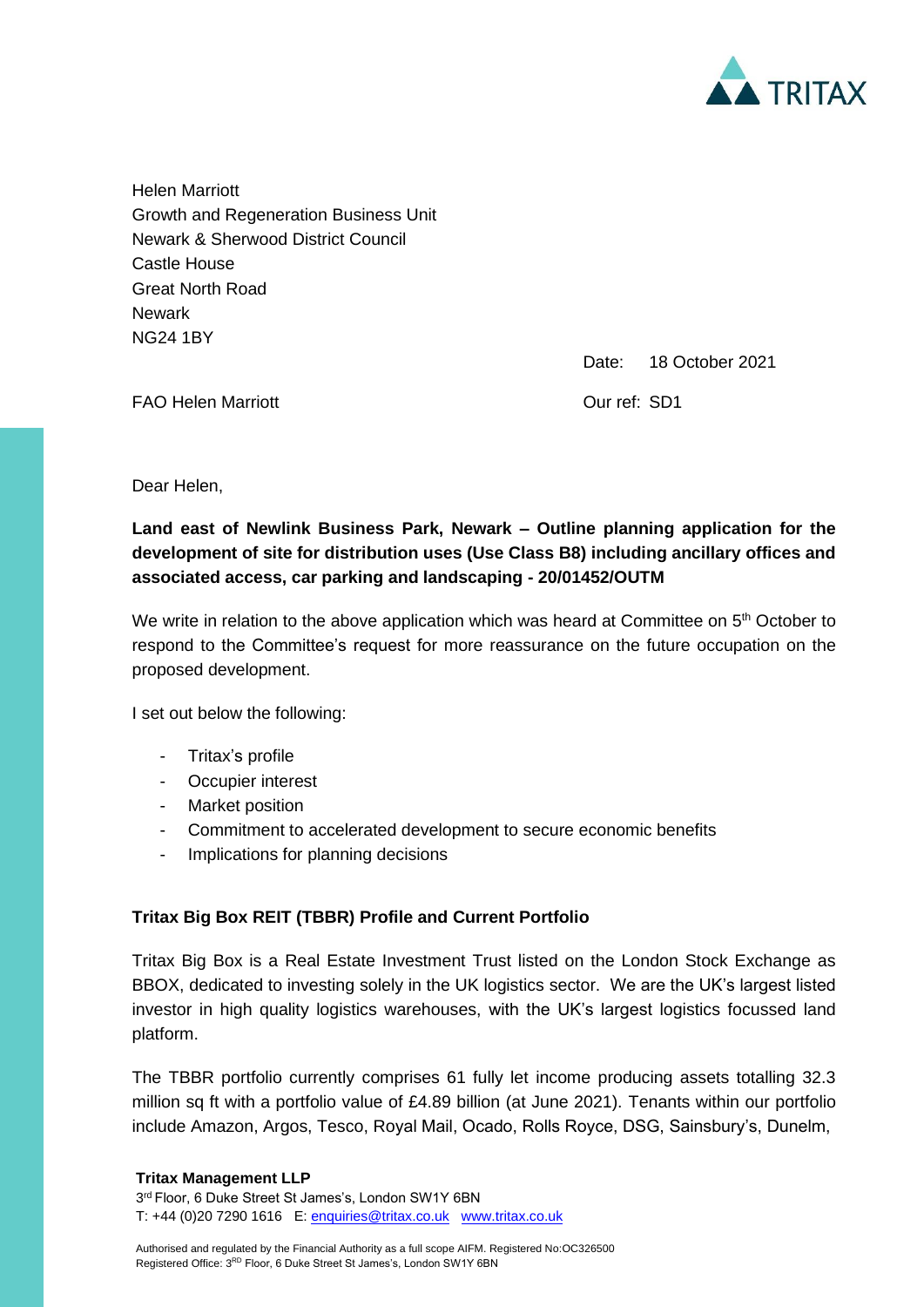TRITAX

Helen Marriott
Growth and Regeneration Business Unit
Newark & Sherwood District Council
Castle House
Great North Road
Newark
NG24 1BY

Date: 18 October 2021

FAO Helen Marriott

Our ref: SD1

Dear Helen,

**Land east of Newlink Business Park, Newark – Outline planning application for the development of site for distribution uses (Use Class B8) including ancillary offices and associated access, car parking and landscaping - 20/01452/OUTM**

We write in relation to the above application which was heard at Committee on 5th October to respond to the Committee's request for more reassurance on the future occupation on the proposed development.

I set out below the following:

- Tritax's profile
- Occupier interest
- Market position
- Commitment to accelerated development to secure economic benefits
- Implications for planning decisions

**Tritax Big Box REIT (TBBR) Profile and Current Portfolio**

Tritax Big Box is a Real Estate Investment Trust listed on the London Stock Exchange as BBOX, dedicated to investing solely in the UK logistics sector. We are the UK's largest listed investor in high quality logistics warehouses, with the UK's largest logistics focussed land platform.

The TBBR portfolio currently comprises 61 fully let income producing assets totalling 32.3 million sq ft with a portfolio value of £4.89 billion (at June 2021). Tenants within our portfolio include Amazon, Argos, Tesco, Royal Mail, Ocado, Rolls Royce, DSG, Sainsbury's, Dunelm,

**Tritax Management LLP**
3rd Floor, 6 Duke Street St James's, London SW1Y 6BN
T: +44 (0)20 7290 1616 E: enquiries@tritax.co.uk www.tritax.co.uk

Authorised and regulated by the Financial Authority as a full scope AIFM. Registered No:OC326500
Registered Office: 3RD Floor, 6 Duke Street St James's, London SW1Y 6BN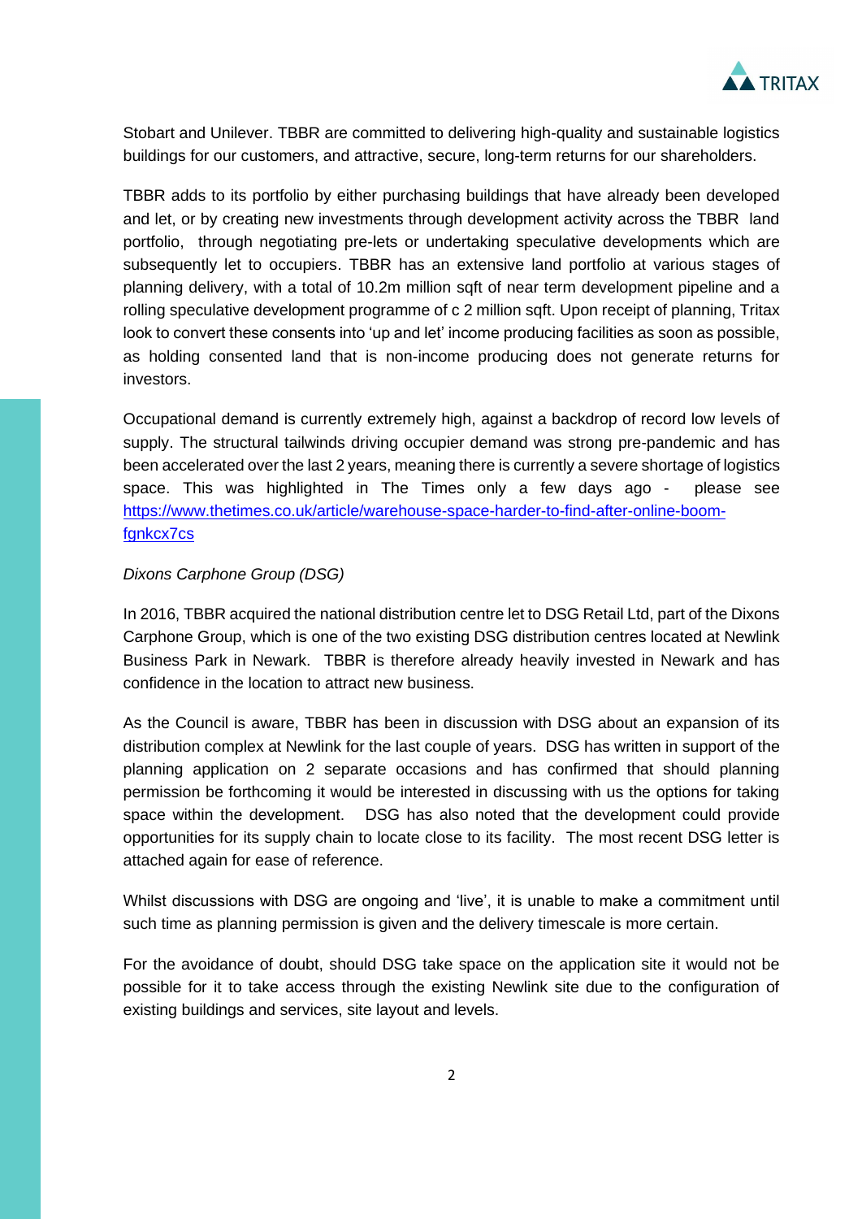Stobart and Unilever. TBBR are committed to delivering high-quality and sustainable logistics buildings for our customers, and attractive, secure, long-term returns for our shareholders.

TBBR adds to its portfolio by either purchasing buildings that have already been developed and let, or by creating new investments through development activity across the TBBR land portfolio, through negotiating pre-lets or undertaking speculative developments which are subsequently let to occupiers. TBBR has an extensive land portfolio at various stages of planning delivery, with a total of 10.2m million sqft of near term development pipeline and a rolling speculative development programme of c 2 million sqft. Upon receipt of planning, Tritax look to convert these consents into 'up and let' income producing facilities as soon as possible, as holding consented land that is non-income producing does not generate returns for investors.

Occupational demand is currently extremely high, against a backdrop of record low levels of supply. The structural tailwinds driving occupier demand was strong pre-pandemic and has been accelerated over the last 2 years, meaning there is currently a severe shortage of logistics space. This was highlighted in The Times only a few days ago - please see [https://www.thetimes.co.uk/article/warehouse-space-harder-to-find-after-online-boom-fgnkcx7cs](https://www.thetimes.co.uk/article/warehouse-space-harder-to-find-after-online-boom-fgnkcx7cs)

*Dixons Carphone Group (DSG)*

In 2016, TBBR acquired the national distribution centre let to DSG Retail Ltd, part of the Dixons Carphone Group, which is one of the two existing DSG distribution centres located at Newlink Business Park in Newark. TBBR is therefore already heavily invested in Newark and has confidence in the location to attract new business.

As the Council is aware, TBBR has been in discussion with DSG about an expansion of its distribution complex at Newlink for the last couple of years. DSG has written in support of the planning application on 2 separate occasions and has confirmed that should planning permission be forthcoming it would be interested in discussing with us the options for taking space within the development. DSG has also noted that the development could provide opportunities for its supply chain to locate close to its facility. The most recent DSG letter is attached again for ease of reference.

Whilst discussions with DSG are ongoing and 'live', it is unable to make a commitment until such time as planning permission is given and the delivery timescale is more certain.

For the avoidance of doubt, should DSG take space on the application site it would not be possible for it to take access through the existing Newlink site due to the configuration of existing buildings and services, site layout and levels.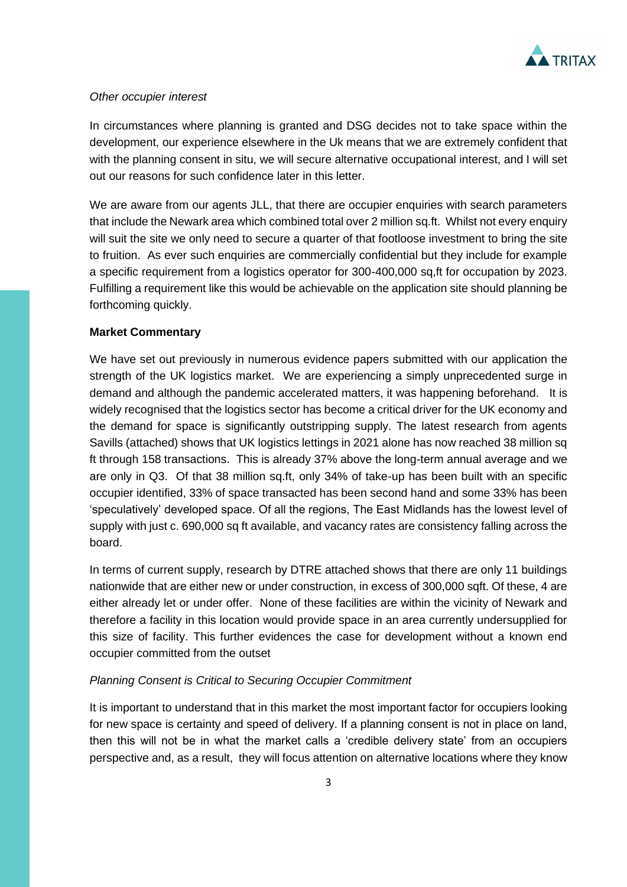*Other occupier interest*

In circumstances where planning is granted and DSG decides not to take space within the development, our experience elsewhere in the Uk means that we are extremely confident that with the planning consent in situ, we will secure alternative occupational interest, and I will set out our reasons for such confidence later in this letter.

We are aware from our agents JLL, that there are occupier enquiries with search parameters that include the Newark area which combined total over 2 million sq.ft. Whilst not every enquiry will suit the site we only need to secure a quarter of that footloose investment to bring the site to fruition. As ever such enquiries are commercially confidential but they include for example a specific requirement from a logistics operator for 300-400,000 sq,ft for occupation by 2023. Fulfilling a requirement like this would be achievable on the application site should planning be forthcoming quickly.

**Market Commentary**

We have set out previously in numerous evidence papers submitted with our application the strength of the UK logistics market. We are experiencing a simply unprecedented surge in demand and although the pandemic accelerated matters, it was happening beforehand. It is widely recognised that the logistics sector has become a critical driver for the UK economy and the demand for space is significantly outstripping supply. The latest research from agents Savills (attached) shows that UK logistics lettings in 2021 alone has now reached 38 million sq ft through 158 transactions. This is already 37% above the long-term annual average and we are only in Q3. Of that 38 million sq.ft, only 34% of take-up has been built with an specific occupier identified, 33% of space transacted has been second hand and some 33% has been 'speculatively' developed space. Of all the regions, The East Midlands has the lowest level of supply with just c. 690,000 sq ft available, and vacancy rates are consistency falling across the board.

In terms of current supply, research by DTRE attached shows that there are only 11 buildings nationwide that are either new or under construction, in excess of 300,000 sqft. Of these, 4 are either already let or under offer. None of these facilities are within the vicinity of Newark and therefore a facility in this location would provide space in an area currently undersupplied for this size of facility. This further evidences the case for development without a known end occupier committed from the outset

*Planning Consent is Critical to Securing Occupier Commitment*

It is important to understand that in this market the most important factor for occupiers looking for new space is certainty and speed of delivery. If a planning consent is not in place on land, then this will not be in what the market calls a 'credible delivery state' from an occupiers perspective and, as a result, they will focus attention on alternative locations where they know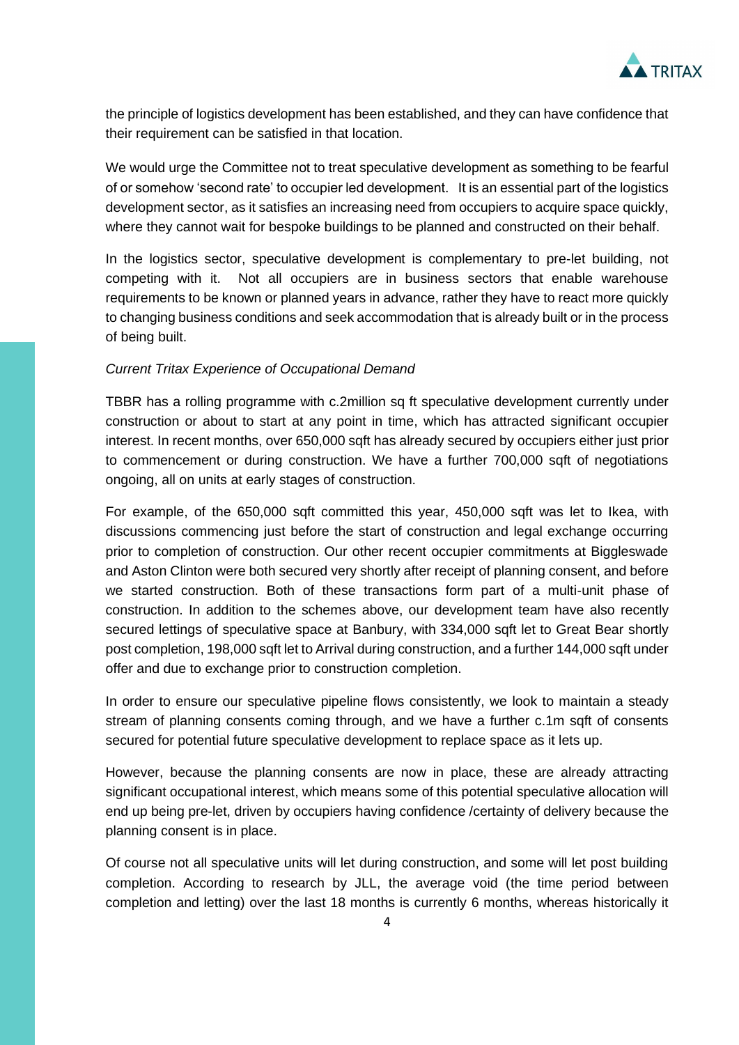the principle of logistics development has been established, and they can have confidence that their requirement can be satisfied in that location.

We would urge the Committee not to treat speculative development as something to be fearful of or somehow 'second rate' to occupier led development. It is an essential part of the logistics development sector, as it satisfies an increasing need from occupiers to acquire space quickly, where they cannot wait for bespoke buildings to be planned and constructed on their behalf.

In the logistics sector, speculative development is complementary to pre-let building, not competing with it. Not all occupiers are in business sectors that enable warehouse requirements to be known or planned years in advance, rather they have to react more quickly to changing business conditions and seek accommodation that is already built or in the process of being built.

*Current Tritax Experience of Occupational Demand*

TBBR has a rolling programme with c.2million sq ft speculative development currently under construction or about to start at any point in time, which has attracted significant occupier interest. In recent months, over 650,000 sqft has already secured by occupiers either just prior to commencement or during construction. We have a further 700,000 sqft of negotiations ongoing, all on units at early stages of construction.

For example, of the 650,000 sqft committed this year, 450,000 sqft was let to Ikea, with discussions commencing just before the start of construction and legal exchange occurring prior to completion of construction. Our other recent occupier commitments at Biggleswade and Aston Clinton were both secured very shortly after receipt of planning consent, and before we started construction. Both of these transactions form part of a multi-unit phase of construction. In addition to the schemes above, our development team have also recently secured lettings of speculative space at Banbury, with 334,000 sqft let to Great Bear shortly post completion, 198,000 sqft let to Arrival during construction, and a further 144,000 sqft under offer and due to exchange prior to construction completion.

In order to ensure our speculative pipeline flows consistently, we look to maintain a steady stream of planning consents coming through, and we have a further c.1m sqft of consents secured for potential future speculative development to replace space as it lets up.

However, because the planning consents are now in place, these are already attracting significant occupational interest, which means some of this potential speculative allocation will end up being pre-let, driven by occupiers having confidence /certainty of delivery because the planning consent is in place.

Of course not all speculative units will let during construction, and some will let post building completion. According to research by JLL, the average void (the time period between completion and letting) over the last 18 months is currently 6 months, whereas historically it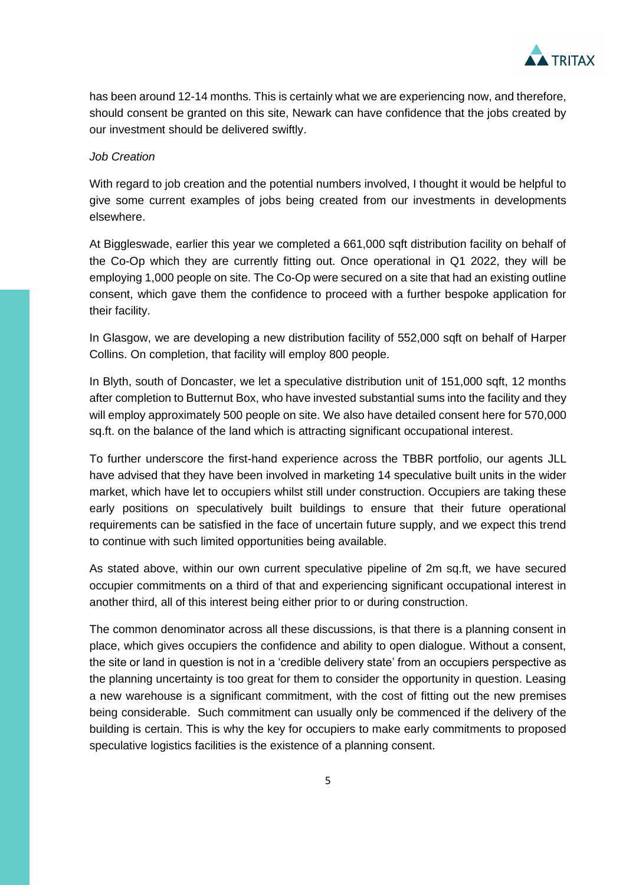has been around 12-14 months. This is certainly what we are experiencing now, and therefore, should consent be granted on this site, Newark can have confidence that the jobs created by our investment should be delivered swiftly.

*Job Creation*

With regard to job creation and the potential numbers involved, I thought it would be helpful to give some current examples of jobs being created from our investments in developments elsewhere.

At Biggleswade, earlier this year we completed a 661,000 sqft distribution facility on behalf of the Co-Op which they are currently fitting out. Once operational in Q1 2022, they will be employing 1,000 people on site. The Co-Op were secured on a site that had an existing outline consent, which gave them the confidence to proceed with a further bespoke application for their facility.

In Glasgow, we are developing a new distribution facility of 552,000 sqft on behalf of Harper Collins. On completion, that facility will employ 800 people.

In Blyth, south of Doncaster, we let a speculative distribution unit of 151,000 sqft, 12 months after completion to Butternut Box, who have invested substantial sums into the facility and they will employ approximately 500 people on site. We also have detailed consent here for 570,000 sq.ft. on the balance of the land which is attracting significant occupational interest.

To further underscore the first-hand experience across the TBBR portfolio, our agents JLL have advised that they have been involved in marketing 14 speculative built units in the wider market, which have let to occupiers whilst still under construction. Occupiers are taking these early positions on speculatively built buildings to ensure that their future operational requirements can be satisfied in the face of uncertain future supply, and we expect this trend to continue with such limited opportunities being available.

As stated above, within our own current speculative pipeline of 2m sq.ft, we have secured occupier commitments on a third of that and experiencing significant occupational interest in another third, all of this interest being either prior to or during construction.

The common denominator across all these discussions, is that there is a planning consent in place, which gives occupiers the confidence and ability to open dialogue. Without a consent, the site or land in question is not in a 'credible delivery state' from an occupiers perspective as the planning uncertainty is too great for them to consider the opportunity in question. Leasing a new warehouse is a significant commitment, with the cost of fitting out the new premises being considerable. Such commitment can usually only be commenced if the delivery of the building is certain. This is why the key for occupiers to make early commitments to proposed speculative logistics facilities is the existence of a planning consent.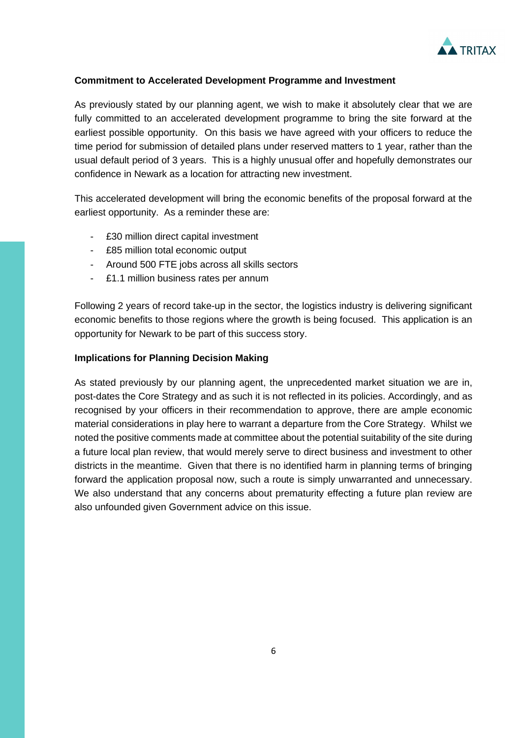**Commitment to Accelerated Development Programme and Investment**

As previously stated by our planning agent, we wish to make it absolutely clear that we are fully committed to an accelerated development programme to bring the site forward at the earliest possible opportunity. On this basis we have agreed with your officers to reduce the time period for submission of detailed plans under reserved matters to 1 year, rather than the usual default period of 3 years. This is a highly unusual offer and hopefully demonstrates our confidence in Newark as a location for attracting new investment.

This accelerated development will bring the economic benefits of the proposal forward at the earliest opportunity. As a reminder these are:

- £30 million direct capital investment
- £85 million total economic output
- Around 500 FTE jobs across all skills sectors
- £1.1 million business rates per annum

Following 2 years of record take-up in the sector, the logistics industry is delivering significant economic benefits to those regions where the growth is being focused. This application is an opportunity for Newark to be part of this success story.

**Implications for Planning Decision Making**

As stated previously by our planning agent, the unprecedented market situation we are in, post-dates the Core Strategy and as such it is not reflected in its policies. Accordingly, and as recognised by your officers in their recommendation to approve, there are ample economic material considerations in play here to warrant a departure from the Core Strategy. Whilst we noted the positive comments made at committee about the potential suitability of the site during a future local plan review, that would merely serve to direct business and investment to other districts in the meantime. Given that there is no identified harm in planning terms of bringing forward the application proposal now, such a route is simply unwarranted and unnecessary. We also understand that any concerns about prematurity effecting a future plan review are also unfounded given Government advice on this issue.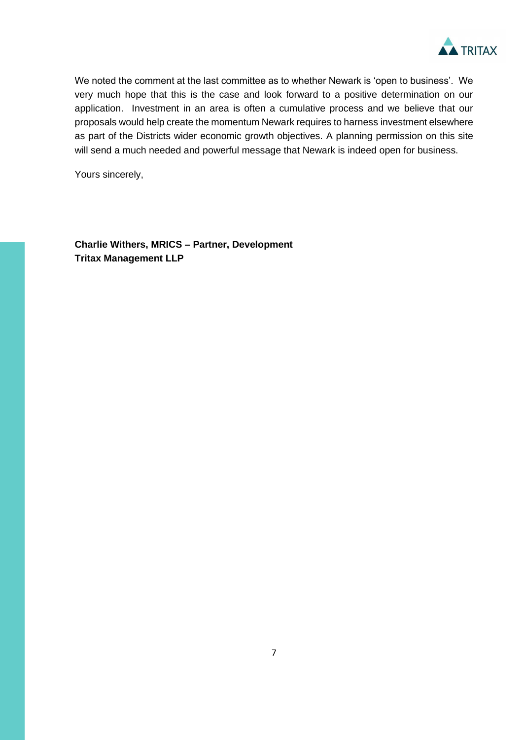We noted the comment at the last committee as to whether Newark is 'open to business'. We very much hope that this is the case and look forward to a positive determination on our application. Investment in an area is often a cumulative process and we believe that our proposals would help create the momentum Newark requires to harness investment elsewhere as part of the Districts wider economic growth objectives. A planning permission on this site will send a much needed and powerful message that Newark is indeed open for business.

Yours sincerely,

**Charlie Withers, MRICS – Partner, Development**
**Tritax Management LLP**